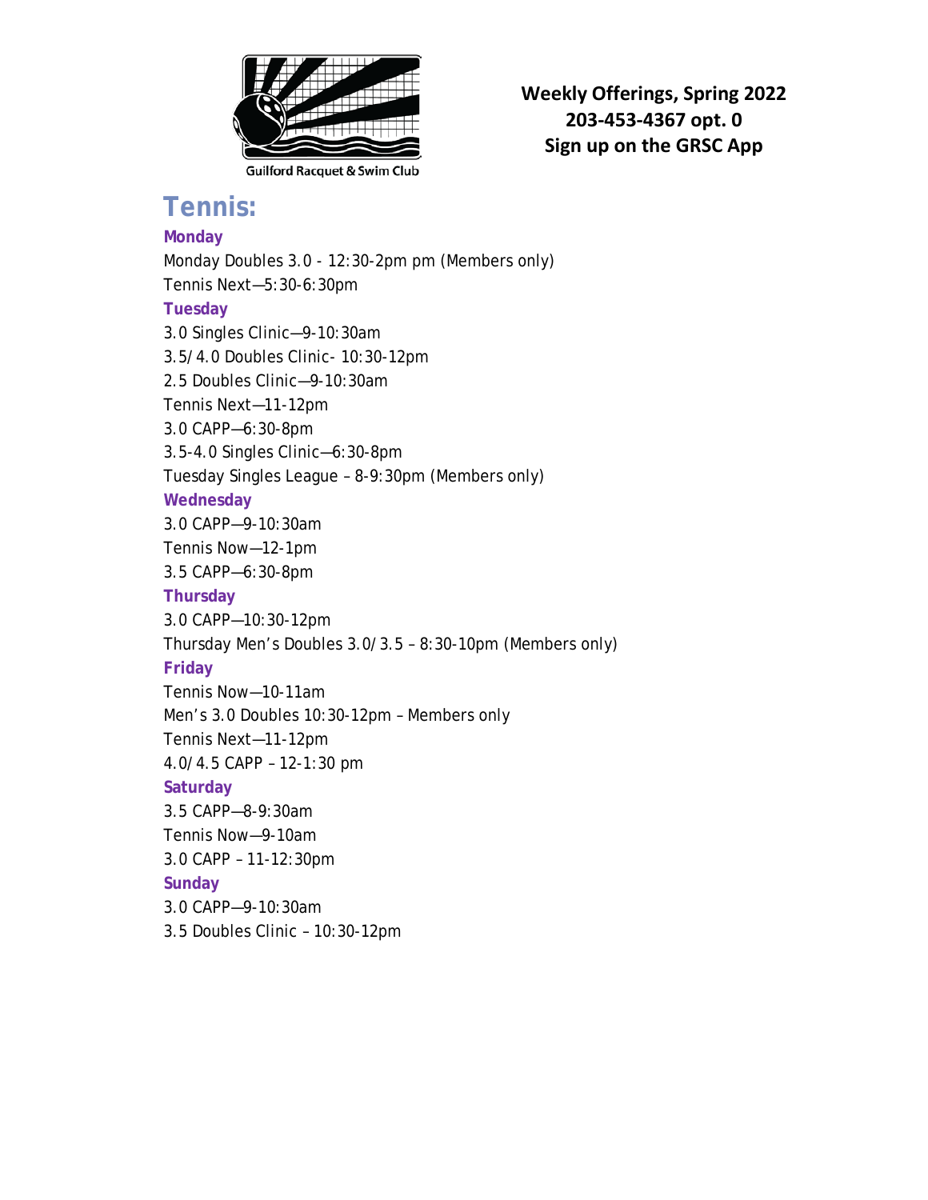Guilford Racquet & Swim Club

**Weekly Offerings, Spring 2022**
**203-453-4367 opt. 0**
**Sign up on the GRSC App**

# Tennis:

### Monday

Monday Doubles 3.0 - 12:30-2pm pm (Members only)
Tennis Next—5:30-6:30pm

### Tuesday

3.0 Singles Clinic—9-10:30am
3.5/4.0 Doubles Clinic- 10:30-12pm
2.5 Doubles Clinic—9-10:30am
Tennis Next—11-12pm
3.0 CAPP—6:30-8pm
3.5-4.0 Singles Clinic—6:30-8pm
Tuesday Singles League – 8-9:30pm (Members only)

### Wednesday

3.0 CAPP—9-10:30am
Tennis Now—12-1pm
3.5 CAPP—6:30-8pm

### Thursday

3.0 CAPP—10:30-12pm
Thursday Men's Doubles 3.0/3.5 – 8:30-10pm (Members only)

### Friday

Tennis Now—10-11am
Men's 3.0 Doubles 10:30-12pm – Members only
Tennis Next—11-12pm
4.0/4.5 CAPP – 12-1:30 pm

### Saturday

3.5 CAPP—8-9:30am
Tennis Now—9-10am
3.0 CAPP – 11-12:30pm

### Sunday

3.0 CAPP—9-10:30am
3.5 Doubles Clinic – 10:30-12pm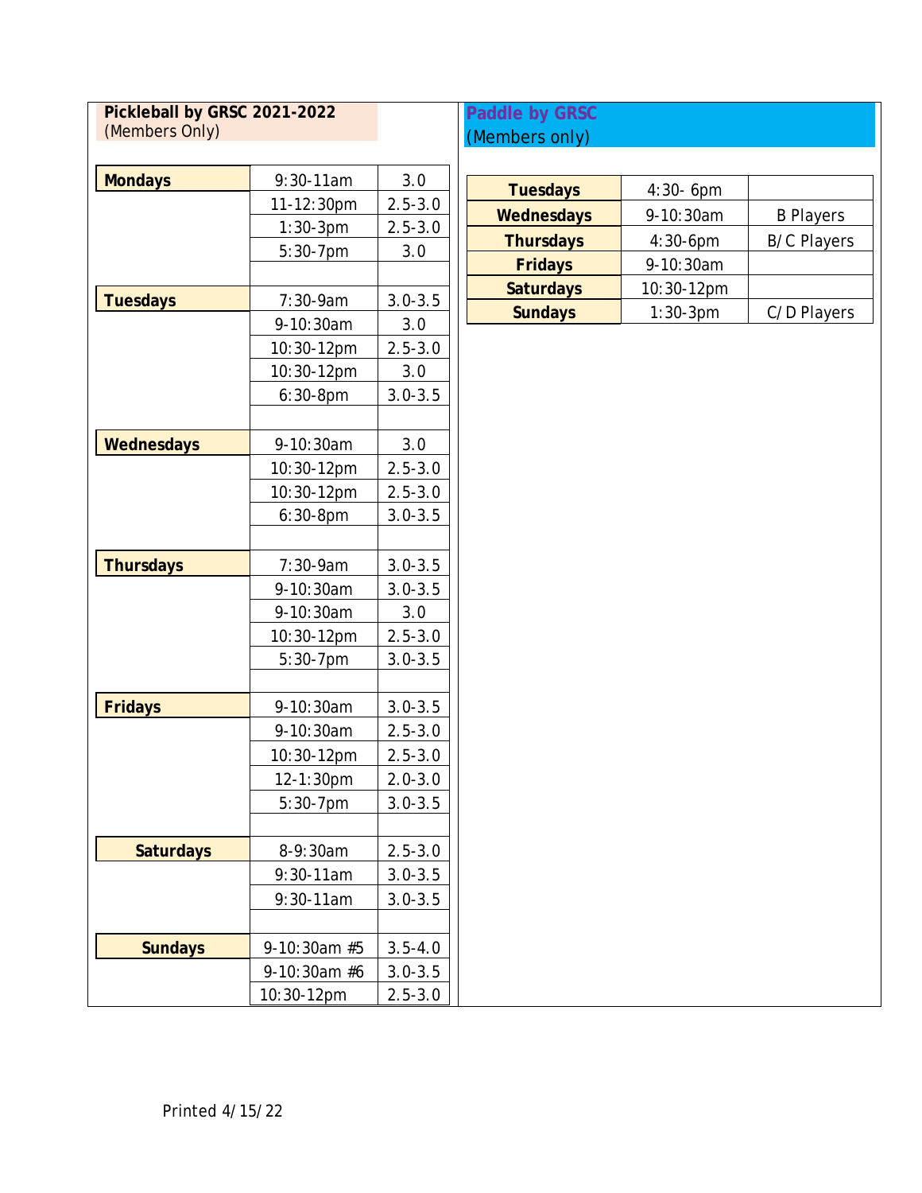**Pickleball by GRSC 2021-2022**
(Members Only)

| | | |
|---|---|---|
| **Mondays** | 9:30-11am | 3.0 |
| | 11-12:30pm | 2.5-3.0 |
| | 1:30-3pm | 2.5-3.0 |
| | 5:30-7pm | 3.0 |
| | | |
| **Tuesdays** | 7:30-9am | 3.0-3.5 |
| | 9-10:30am | 3.0 |
| | 10:30-12pm | 2.5-3.0 |
| | 10:30-12pm | 3.0 |
| | 6:30-8pm | 3.0-3.5 |
| | | |
| **Wednesdays** | 9-10:30am | 3.0 |
| | 10:30-12pm | 2.5-3.0 |
| | 10:30-12pm | 2.5-3.0 |
| | 6:30-8pm | 3.0-3.5 |
| | | |
| **Thursdays** | 7:30-9am | 3.0-3.5 |
| | 9-10:30am | 3.0-3.5 |
| | 9-10:30am | 3.0 |
| | 10:30-12pm | 2.5-3.0 |
| | 5:30-7pm | 3.0-3.5 |
| | | |
| **Fridays** | 9-10:30am | 3.0-3.5 |
| | 9-10:30am | 2.5-3.0 |
| | 10:30-12pm | 2.5-3.0 |
| | 12-1:30pm | 2.0-3.0 |
| | 5:30-7pm | 3.0-3.5 |
| | | |
| **Saturdays** | 8-9:30am | 2.5-3.0 |
| | 9:30-11am | 3.0-3.5 |
| | 9:30-11am | 3.0-3.5 |
| | | |
| **Sundays** | 9-10:30am #5 | 3.5-4.0 |
| | 9-10:30am #6 | 3.0-3.5 |
| | 10:30-12pm | 2.5-3.0 |

**Paddle by GRSC**
(Members only)

| | | |
|---|---|---|
| **Tuesdays** | 4:30- 6pm | |
| **Wednesdays** | 9-10:30am | B Players |
| **Thursdays** | 4:30-6pm | B/C Players |
| **Fridays** | 9-10:30am | |
| **Saturdays** | 10:30-12pm | |
| **Sundays** | 1:30-3pm | C/D Players |

Printed 4/15/22